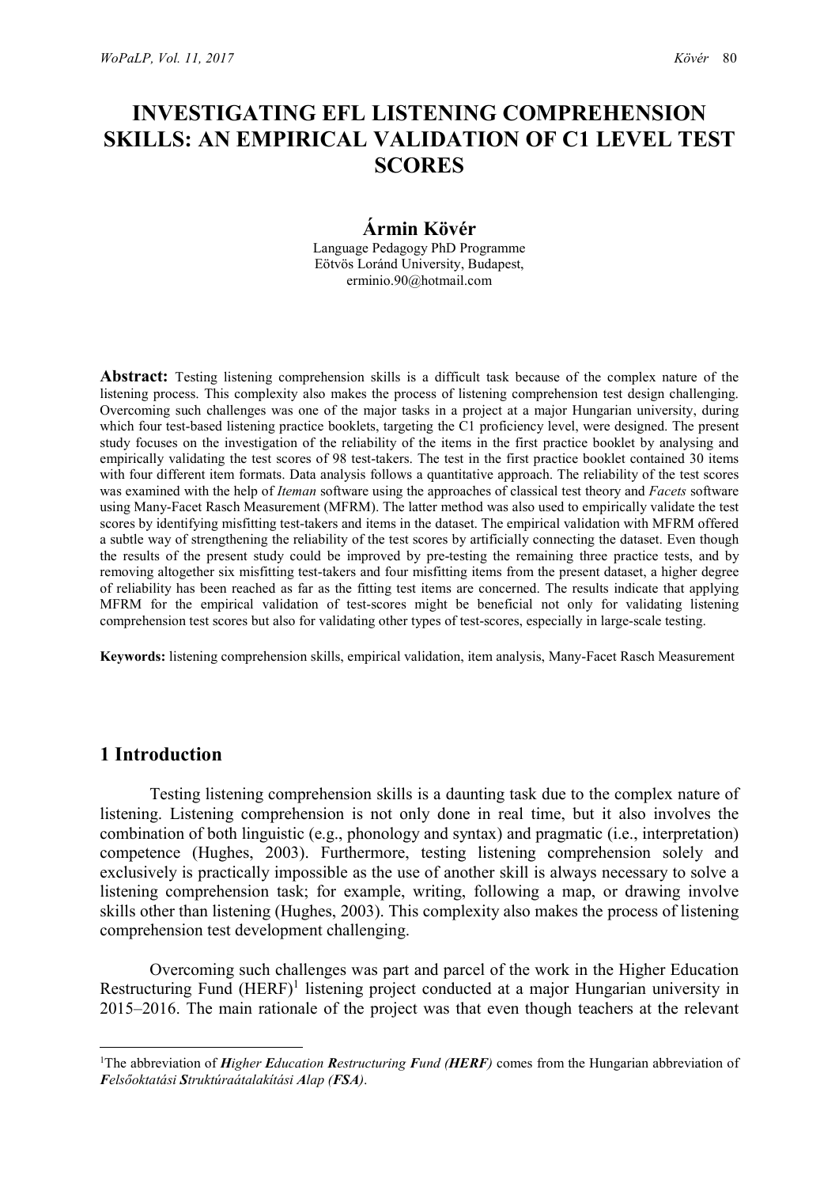# INVESTIGATING EFL LISTENING COMPREHENSION SKILLS: AN EMPIRICAL VALIDATION OF C1 LEVEL TEST SCORES

**Ármin Kövér**

Language Pedagogy PhD Programme
Eötvös Loránd University, Budapest,
erminio.90@hotmail.com

**Abstract:** Testing listening comprehension skills is a difficult task because of the complex nature of the listening process. This complexity also makes the process of listening comprehension test design challenging. Overcoming such challenges was one of the major tasks in a project at a major Hungarian university, during which four test-based listening practice booklets, targeting the C1 proficiency level, were designed. The present study focuses on the investigation of the reliability of the items in the first practice booklet by analysing and empirically validating the test scores of 98 test-takers. The test in the first practice booklet contained 30 items with four different item formats. Data analysis follows a quantitative approach. The reliability of the test scores was examined with the help of *Iteman* software using the approaches of classical test theory and *Facets* software using Many-Facet Rasch Measurement (MFRM). The latter method was also used to empirically validate the test scores by identifying misfitting test-takers and items in the dataset. The empirical validation with MFRM offered a subtle way of strengthening the reliability of the test scores by artificially connecting the dataset. Even though the results of the present study could be improved by pre-testing the remaining three practice tests, and by removing altogether six misfitting test-takers and four misfitting items from the present dataset, a higher degree of reliability has been reached as far as the fitting test items are concerned. The results indicate that applying MFRM for the empirical validation of test-scores might be beneficial not only for validating listening comprehension test scores but also for validating other types of test-scores, especially in large-scale testing.

**Keywords:** listening comprehension skills, empirical validation, item analysis, Many-Facet Rasch Measurement

## 1 Introduction

Testing listening comprehension skills is a daunting task due to the complex nature of listening. Listening comprehension is not only done in real time, but it also involves the combination of both linguistic (e.g., phonology and syntax) and pragmatic (i.e., interpretation) competence (Hughes, 2003). Furthermore, testing listening comprehension solely and exclusively is practically impossible as the use of another skill is always necessary to solve a listening comprehension task; for example, writing, following a map, or drawing involve skills other than listening (Hughes, 2003). This complexity also makes the process of listening comprehension test development challenging.

Overcoming such challenges was part and parcel of the work in the Higher Education Restructuring Fund (HERF)[1] listening project conducted at a major Hungarian university in 2015–2016. The main rationale of the project was that even though teachers at the relevant

[1] The abbreviation of ***H****igher* ***E****ducation* ***R****estructuring* ***F****und (****HERF****)* comes from the Hungarian abbreviation of ***F****elsőoktatási* ***S****truktúraátalakítási* ***A****lap (****FSA****)*.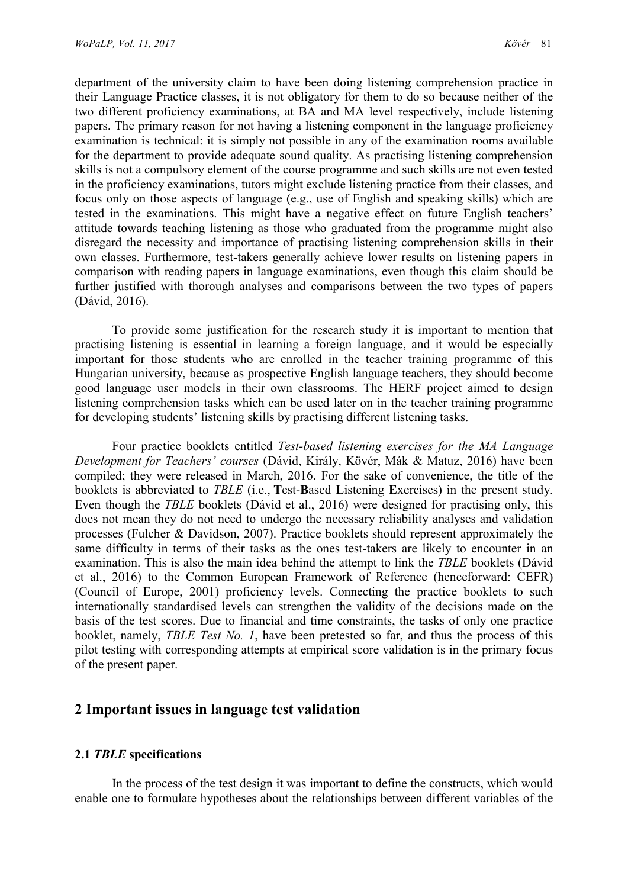department of the university claim to have been doing listening comprehension practice in their Language Practice classes, it is not obligatory for them to do so because neither of the two different proficiency examinations, at BA and MA level respectively, include listening papers. The primary reason for not having a listening component in the language proficiency examination is technical: it is simply not possible in any of the examination rooms available for the department to provide adequate sound quality. As practising listening comprehension skills is not a compulsory element of the course programme and such skills are not even tested in the proficiency examinations, tutors might exclude listening practice from their classes, and focus only on those aspects of language (e.g., use of English and speaking skills) which are tested in the examinations. This might have a negative effect on future English teachers' attitude towards teaching listening as those who graduated from the programme might also disregard the necessity and importance of practising listening comprehension skills in their own classes. Furthermore, test-takers generally achieve lower results on listening papers in comparison with reading papers in language examinations, even though this claim should be further justified with thorough analyses and comparisons between the two types of papers (Dávid, 2016).

To provide some justification for the research study it is important to mention that practising listening is essential in learning a foreign language, and it would be especially important for those students who are enrolled in the teacher training programme of this Hungarian university, because as prospective English language teachers, they should become good language user models in their own classrooms. The HERF project aimed to design listening comprehension tasks which can be used later on in the teacher training programme for developing students' listening skills by practising different listening tasks.

Four practice booklets entitled *Test-based listening exercises for the MA Language Development for Teachers' courses* (Dávid, Király, Kövér, Mák & Matuz, 2016) have been compiled; they were released in March, 2016. For the sake of convenience, the title of the booklets is abbreviated to *TBLE* (i.e., **T**est-**B**ased **L**istening **E**xercises) in the present study. Even though the *TBLE* booklets (Dávid et al., 2016) were designed for practising only, this does not mean they do not need to undergo the necessary reliability analyses and validation processes (Fulcher & Davidson, 2007). Practice booklets should represent approximately the same difficulty in terms of their tasks as the ones test-takers are likely to encounter in an examination. This is also the main idea behind the attempt to link the *TBLE* booklets (Dávid et al., 2016) to the Common European Framework of Reference (henceforward: CEFR) (Council of Europe, 2001) proficiency levels. Connecting the practice booklets to such internationally standardised levels can strengthen the validity of the decisions made on the basis of the test scores. Due to financial and time constraints, the tasks of only one practice booklet, namely, *TBLE Test No. 1*, have been pretested so far, and thus the process of this pilot testing with corresponding attempts at empirical score validation is in the primary focus of the present paper.

## 2 Important issues in language test validation

### 2.1 *TBLE* specifications

In the process of the test design it was important to define the constructs, which would enable one to formulate hypotheses about the relationships between different variables of the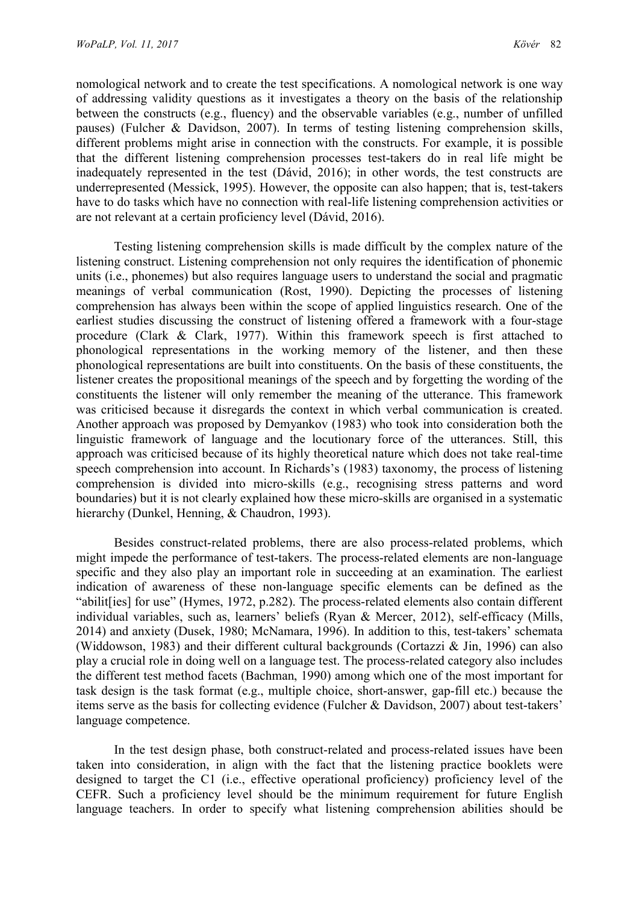nomological network and to create the test specifications. A nomological network is one way of addressing validity questions as it investigates a theory on the basis of the relationship between the constructs (e.g., fluency) and the observable variables (e.g., number of unfilled pauses) (Fulcher & Davidson, 2007). In terms of testing listening comprehension skills, different problems might arise in connection with the constructs. For example, it is possible that the different listening comprehension processes test-takers do in real life might be inadequately represented in the test (Dávid, 2016); in other words, the test constructs are underrepresented (Messick, 1995). However, the opposite can also happen; that is, test-takers have to do tasks which have no connection with real-life listening comprehension activities or are not relevant at a certain proficiency level (Dávid, 2016).

Testing listening comprehension skills is made difficult by the complex nature of the listening construct. Listening comprehension not only requires the identification of phonemic units (i.e., phonemes) but also requires language users to understand the social and pragmatic meanings of verbal communication (Rost, 1990). Depicting the processes of listening comprehension has always been within the scope of applied linguistics research. One of the earliest studies discussing the construct of listening offered a framework with a four-stage procedure (Clark & Clark, 1977). Within this framework speech is first attached to phonological representations in the working memory of the listener, and then these phonological representations are built into constituents. On the basis of these constituents, the listener creates the propositional meanings of the speech and by forgetting the wording of the constituents the listener will only remember the meaning of the utterance. This framework was criticised because it disregards the context in which verbal communication is created. Another approach was proposed by Demyankov (1983) who took into consideration both the linguistic framework of language and the locutionary force of the utterances. Still, this approach was criticised because of its highly theoretical nature which does not take real-time speech comprehension into account. In Richards's (1983) taxonomy, the process of listening comprehension is divided into micro-skills (e.g., recognising stress patterns and word boundaries) but it is not clearly explained how these micro-skills are organised in a systematic hierarchy (Dunkel, Henning, & Chaudron, 1993).

Besides construct-related problems, there are also process-related problems, which might impede the performance of test-takers. The process-related elements are non-language specific and they also play an important role in succeeding at an examination. The earliest indication of awareness of these non-language specific elements can be defined as the "abilit[ies] for use" (Hymes, 1972, p.282). The process-related elements also contain different individual variables, such as, learners' beliefs (Ryan & Mercer, 2012), self-efficacy (Mills, 2014) and anxiety (Dusek, 1980; McNamara, 1996). In addition to this, test-takers' schemata (Widdowson, 1983) and their different cultural backgrounds (Cortazzi & Jin, 1996) can also play a crucial role in doing well on a language test. The process-related category also includes the different test method facets (Bachman, 1990) among which one of the most important for task design is the task format (e.g., multiple choice, short-answer, gap-fill etc.) because the items serve as the basis for collecting evidence (Fulcher & Davidson, 2007) about test-takers' language competence.

In the test design phase, both construct-related and process-related issues have been taken into consideration, in align with the fact that the listening practice booklets were designed to target the C1 (i.e., effective operational proficiency) proficiency level of the CEFR. Such a proficiency level should be the minimum requirement for future English language teachers. In order to specify what listening comprehension abilities should be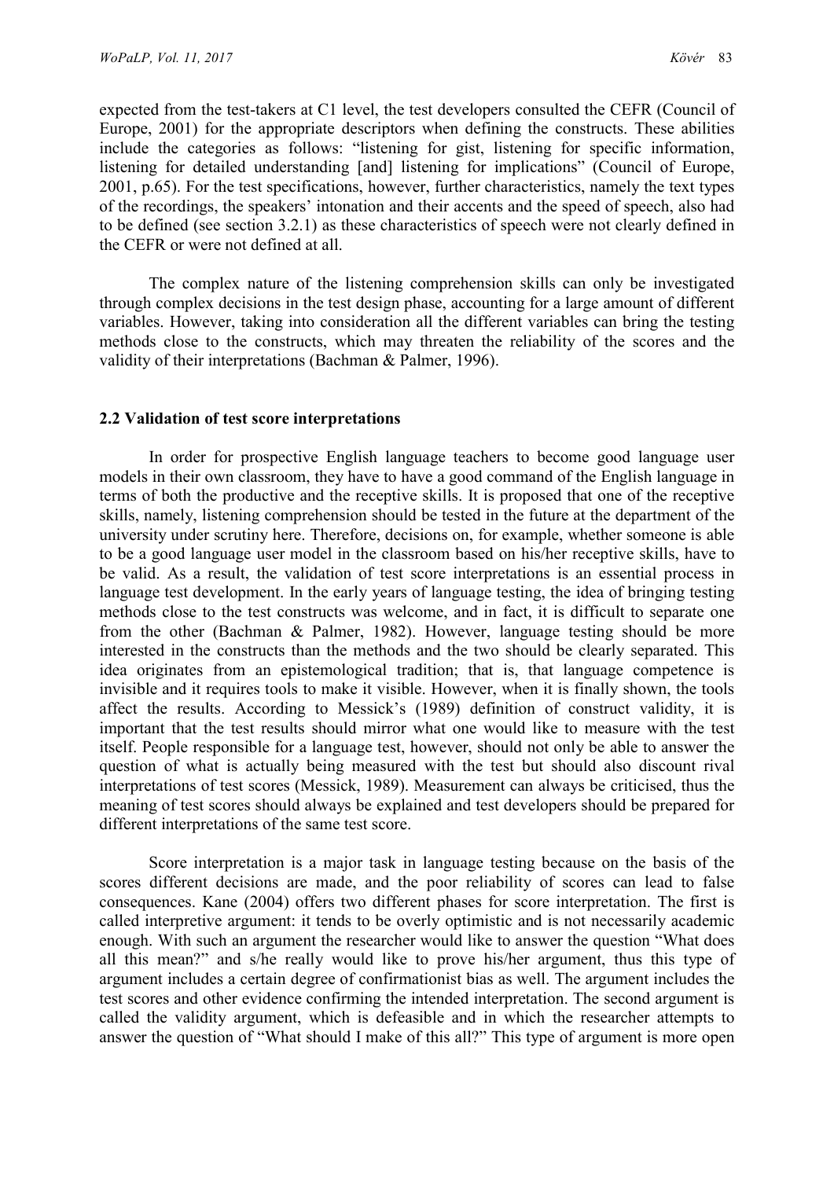expected from the test-takers at C1 level, the test developers consulted the CEFR (Council of Europe, 2001) for the appropriate descriptors when defining the constructs. These abilities include the categories as follows: "listening for gist, listening for specific information, listening for detailed understanding [and] listening for implications" (Council of Europe, 2001, p.65). For the test specifications, however, further characteristics, namely the text types of the recordings, the speakers' intonation and their accents and the speed of speech, also had to be defined (see section 3.2.1) as these characteristics of speech were not clearly defined in the CEFR or were not defined at all.

The complex nature of the listening comprehension skills can only be investigated through complex decisions in the test design phase, accounting for a large amount of different variables. However, taking into consideration all the different variables can bring the testing methods close to the constructs, which may threaten the reliability of the scores and the validity of their interpretations (Bachman & Palmer, 1996).

## 2.2 Validation of test score interpretations

In order for prospective English language teachers to become good language user models in their own classroom, they have to have a good command of the English language in terms of both the productive and the receptive skills. It is proposed that one of the receptive skills, namely, listening comprehension should be tested in the future at the department of the university under scrutiny here. Therefore, decisions on, for example, whether someone is able to be a good language user model in the classroom based on his/her receptive skills, have to be valid. As a result, the validation of test score interpretations is an essential process in language test development. In the early years of language testing, the idea of bringing testing methods close to the test constructs was welcome, and in fact, it is difficult to separate one from the other (Bachman & Palmer, 1982). However, language testing should be more interested in the constructs than the methods and the two should be clearly separated. This idea originates from an epistemological tradition; that is, that language competence is invisible and it requires tools to make it visible. However, when it is finally shown, the tools affect the results. According to Messick's (1989) definition of construct validity, it is important that the test results should mirror what one would like to measure with the test itself. People responsible for a language test, however, should not only be able to answer the question of what is actually being measured with the test but should also discount rival interpretations of test scores (Messick, 1989). Measurement can always be criticised, thus the meaning of test scores should always be explained and test developers should be prepared for different interpretations of the same test score.

Score interpretation is a major task in language testing because on the basis of the scores different decisions are made, and the poor reliability of scores can lead to false consequences. Kane (2004) offers two different phases for score interpretation. The first is called interpretive argument: it tends to be overly optimistic and is not necessarily academic enough. With such an argument the researcher would like to answer the question "What does all this mean?" and s/he really would like to prove his/her argument, thus this type of argument includes a certain degree of confirmationist bias as well. The argument includes the test scores and other evidence confirming the intended interpretation. The second argument is called the validity argument, which is defeasible and in which the researcher attempts to answer the question of "What should I make of this all?" This type of argument is more open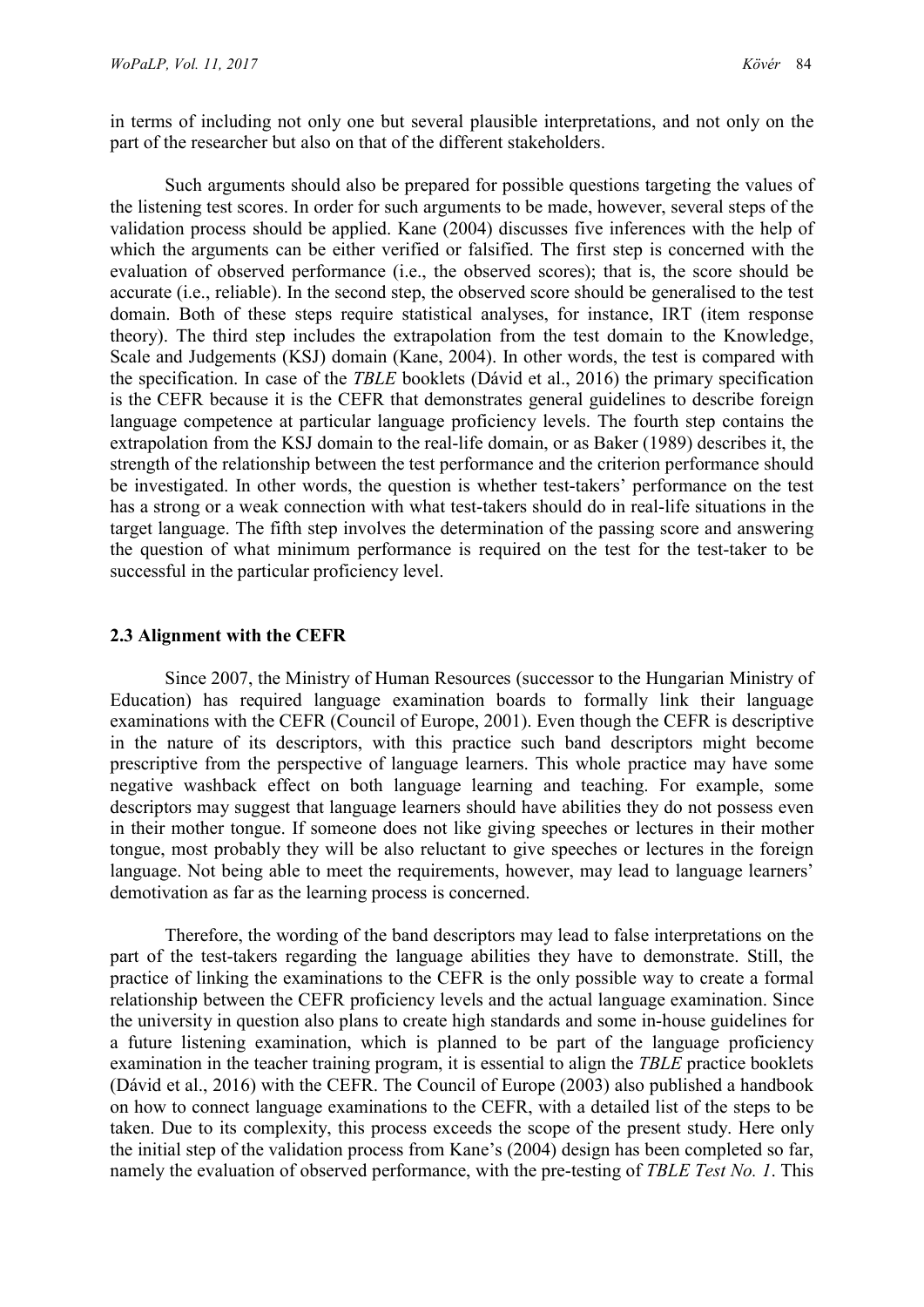in terms of including not only one but several plausible interpretations, and not only on the part of the researcher but also on that of the different stakeholders.

Such arguments should also be prepared for possible questions targeting the values of the listening test scores. In order for such arguments to be made, however, several steps of the validation process should be applied. Kane (2004) discusses five inferences with the help of which the arguments can be either verified or falsified. The first step is concerned with the evaluation of observed performance (i.e., the observed scores); that is, the score should be accurate (i.e., reliable). In the second step, the observed score should be generalised to the test domain. Both of these steps require statistical analyses, for instance, IRT (item response theory). The third step includes the extrapolation from the test domain to the Knowledge, Scale and Judgements (KSJ) domain (Kane, 2004). In other words, the test is compared with the specification. In case of the *TBLE* booklets (Dávid et al., 2016) the primary specification is the CEFR because it is the CEFR that demonstrates general guidelines to describe foreign language competence at particular language proficiency levels. The fourth step contains the extrapolation from the KSJ domain to the real-life domain, or as Baker (1989) describes it, the strength of the relationship between the test performance and the criterion performance should be investigated. In other words, the question is whether test-takers' performance on the test has a strong or a weak connection with what test-takers should do in real-life situations in the target language. The fifth step involves the determination of the passing score and answering the question of what minimum performance is required on the test for the test-taker to be successful in the particular proficiency level.

### 2.3 Alignment with the CEFR

Since 2007, the Ministry of Human Resources (successor to the Hungarian Ministry of Education) has required language examination boards to formally link their language examinations with the CEFR (Council of Europe, 2001). Even though the CEFR is descriptive in the nature of its descriptors, with this practice such band descriptors might become prescriptive from the perspective of language learners. This whole practice may have some negative washback effect on both language learning and teaching. For example, some descriptors may suggest that language learners should have abilities they do not possess even in their mother tongue. If someone does not like giving speeches or lectures in their mother tongue, most probably they will be also reluctant to give speeches or lectures in the foreign language. Not being able to meet the requirements, however, may lead to language learners' demotivation as far as the learning process is concerned.

Therefore, the wording of the band descriptors may lead to false interpretations on the part of the test-takers regarding the language abilities they have to demonstrate. Still, the practice of linking the examinations to the CEFR is the only possible way to create a formal relationship between the CEFR proficiency levels and the actual language examination. Since the university in question also plans to create high standards and some in-house guidelines for a future listening examination, which is planned to be part of the language proficiency examination in the teacher training program, it is essential to align the *TBLE* practice booklets (Dávid et al., 2016) with the CEFR. The Council of Europe (2003) also published a handbook on how to connect language examinations to the CEFR, with a detailed list of the steps to be taken. Due to its complexity, this process exceeds the scope of the present study. Here only the initial step of the validation process from Kane's (2004) design has been completed so far, namely the evaluation of observed performance, with the pre-testing of *TBLE Test No. 1*. This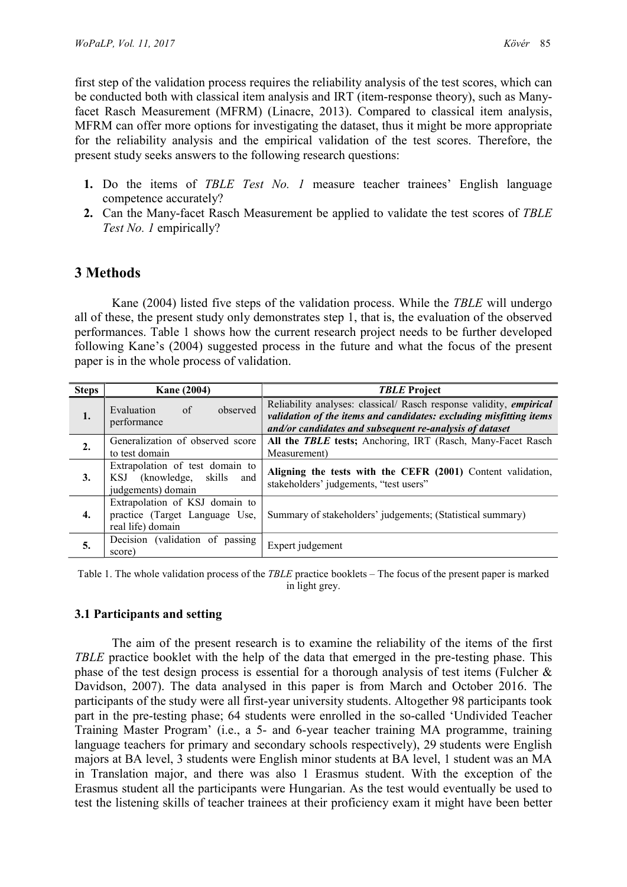first step of the validation process requires the reliability analysis of the test scores, which can be conducted both with classical item analysis and IRT (item-response theory), such as Many-facet Rasch Measurement (MFRM) (Linacre, 2013). Compared to classical item analysis, MFRM can offer more options for investigating the dataset, thus it might be more appropriate for the reliability analysis and the empirical validation of the test scores. Therefore, the present study seeks answers to the following research questions:

1. Do the items of *TBLE Test No. 1* measure teacher trainees' English language competence accurately?
2. Can the Many-facet Rasch Measurement be applied to validate the test scores of *TBLE Test No. 1* empirically?

## 3 Methods

Kane (2004) listed five steps of the validation process. While the *TBLE* will undergo all of these, the present study only demonstrates step 1, that is, the evaluation of the observed performances. Table 1 shows how the current research project needs to be further developed following Kane's (2004) suggested process in the future and what the focus of the present paper is in the whole process of validation.

| Steps | Kane (2004) | *TBLE* Project |
|---|---|---|
| **1.** | Evaluation of observed performance | Reliability analyses: classical/ Rasch response validity, ***empirical validation of the items and candidates: excluding misfitting items and/or candidates and subsequent re-analysis of dataset*** |
| **2.** | Generalization of observed score to test domain | **All the *TBLE* tests;** Anchoring, IRT (Rasch, Many-Facet Rasch Measurement) |
| **3.** | Extrapolation of test domain to KSJ (knowledge, skills and judgements) domain | **Aligning the tests with the CEFR (2001)** Content validation, stakeholders' judgements, "test users" |
| **4.** | Extrapolation of KSJ domain to practice (Target Language Use, real life) domain | Summary of stakeholders' judgements; (Statistical summary) |
| **5.** | Decision (validation of passing score) | Expert judgement |

Table 1. The whole validation process of the *TBLE* practice booklets – The focus of the present paper is marked in light grey.

### 3.1 Participants and setting

The aim of the present research is to examine the reliability of the items of the first *TBLE* practice booklet with the help of the data that emerged in the pre-testing phase. This phase of the test design process is essential for a thorough analysis of test items (Fulcher & Davidson, 2007). The data analysed in this paper is from March and October 2016. The participants of the study were all first-year university students. Altogether 98 participants took part in the pre-testing phase; 64 students were enrolled in the so-called 'Undivided Teacher Training Master Program' (i.e., a 5- and 6-year teacher training MA programme, training language teachers for primary and secondary schools respectively), 29 students were English majors at BA level, 3 students were English minor students at BA level, 1 student was an MA in Translation major, and there was also 1 Erasmus student. With the exception of the Erasmus student all the participants were Hungarian. As the test would eventually be used to test the listening skills of teacher trainees at their proficiency exam it might have been better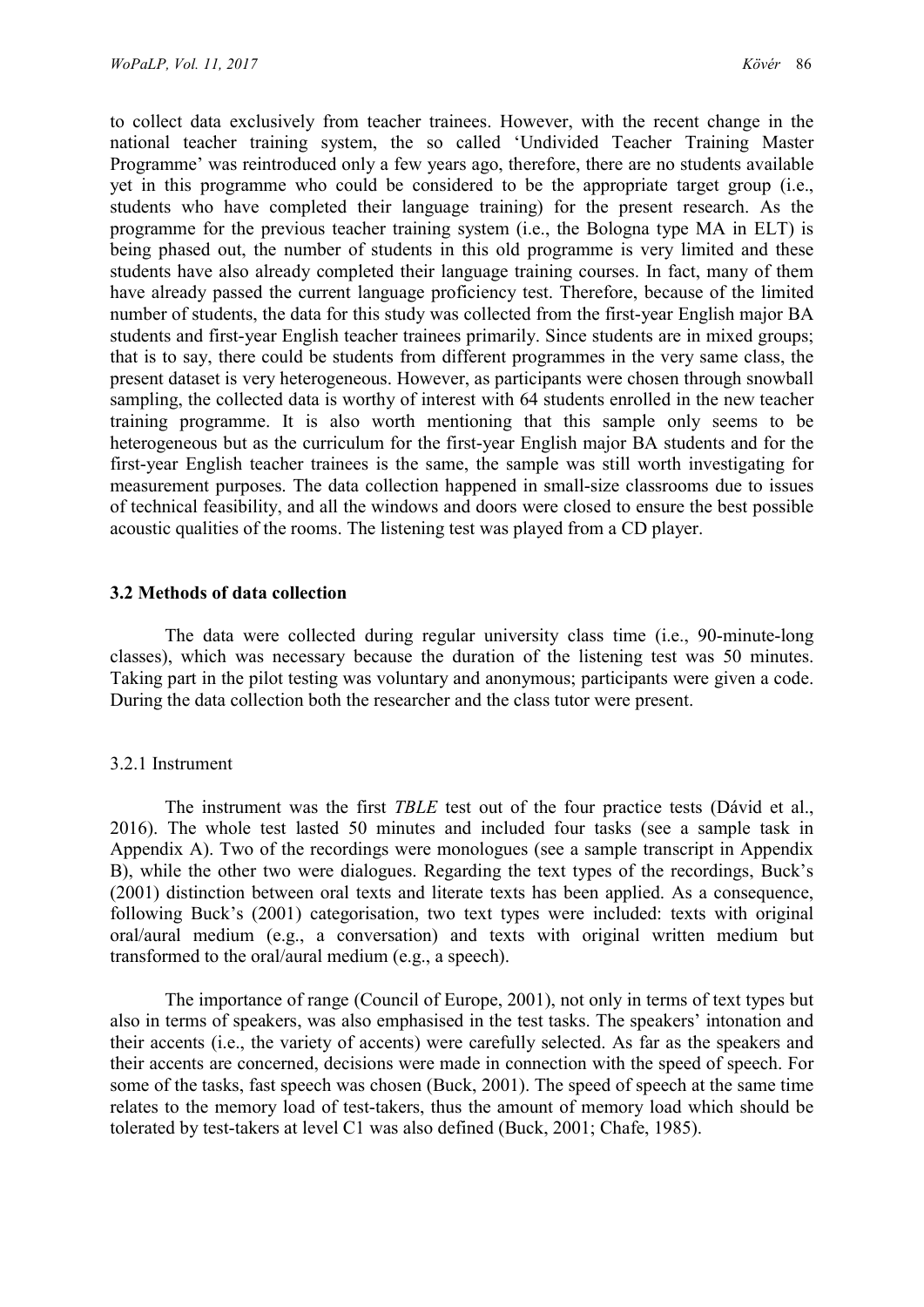to collect data exclusively from teacher trainees. However, with the recent change in the national teacher training system, the so called 'Undivided Teacher Training Master Programme' was reintroduced only a few years ago, therefore, there are no students available yet in this programme who could be considered to be the appropriate target group (i.e., students who have completed their language training) for the present research. As the programme for the previous teacher training system (i.e., the Bologna type MA in ELT) is being phased out, the number of students in this old programme is very limited and these students have also already completed their language training courses. In fact, many of them have already passed the current language proficiency test. Therefore, because of the limited number of students, the data for this study was collected from the first-year English major BA students and first-year English teacher trainees primarily. Since students are in mixed groups; that is to say, there could be students from different programmes in the very same class, the present dataset is very heterogeneous. However, as participants were chosen through snowball sampling, the collected data is worthy of interest with 64 students enrolled in the new teacher training programme. It is also worth mentioning that this sample only seems to be heterogeneous but as the curriculum for the first-year English major BA students and for the first-year English teacher trainees is the same, the sample was still worth investigating for measurement purposes. The data collection happened in small-size classrooms due to issues of technical feasibility, and all the windows and doors were closed to ensure the best possible acoustic qualities of the rooms. The listening test was played from a CD player.

### 3.2 Methods of data collection

The data were collected during regular university class time (i.e., 90-minute-long classes), which was necessary because the duration of the listening test was 50 minutes. Taking part in the pilot testing was voluntary and anonymous; participants were given a code. During the data collection both the researcher and the class tutor were present.

#### 3.2.1 Instrument

The instrument was the first *TBLE* test out of the four practice tests (Dávid et al., 2016). The whole test lasted 50 minutes and included four tasks (see a sample task in Appendix A). Two of the recordings were monologues (see a sample transcript in Appendix B), while the other two were dialogues. Regarding the text types of the recordings, Buck's (2001) distinction between oral texts and literate texts has been applied. As a consequence, following Buck's (2001) categorisation, two text types were included: texts with original oral/aural medium (e.g., a conversation) and texts with original written medium but transformed to the oral/aural medium (e.g., a speech).

The importance of range (Council of Europe, 2001), not only in terms of text types but also in terms of speakers, was also emphasised in the test tasks. The speakers' intonation and their accents (i.e., the variety of accents) were carefully selected. As far as the speakers and their accents are concerned, decisions were made in connection with the speed of speech. For some of the tasks, fast speech was chosen (Buck, 2001). The speed of speech at the same time relates to the memory load of test-takers, thus the amount of memory load which should be tolerated by test-takers at level C1 was also defined (Buck, 2001; Chafe, 1985).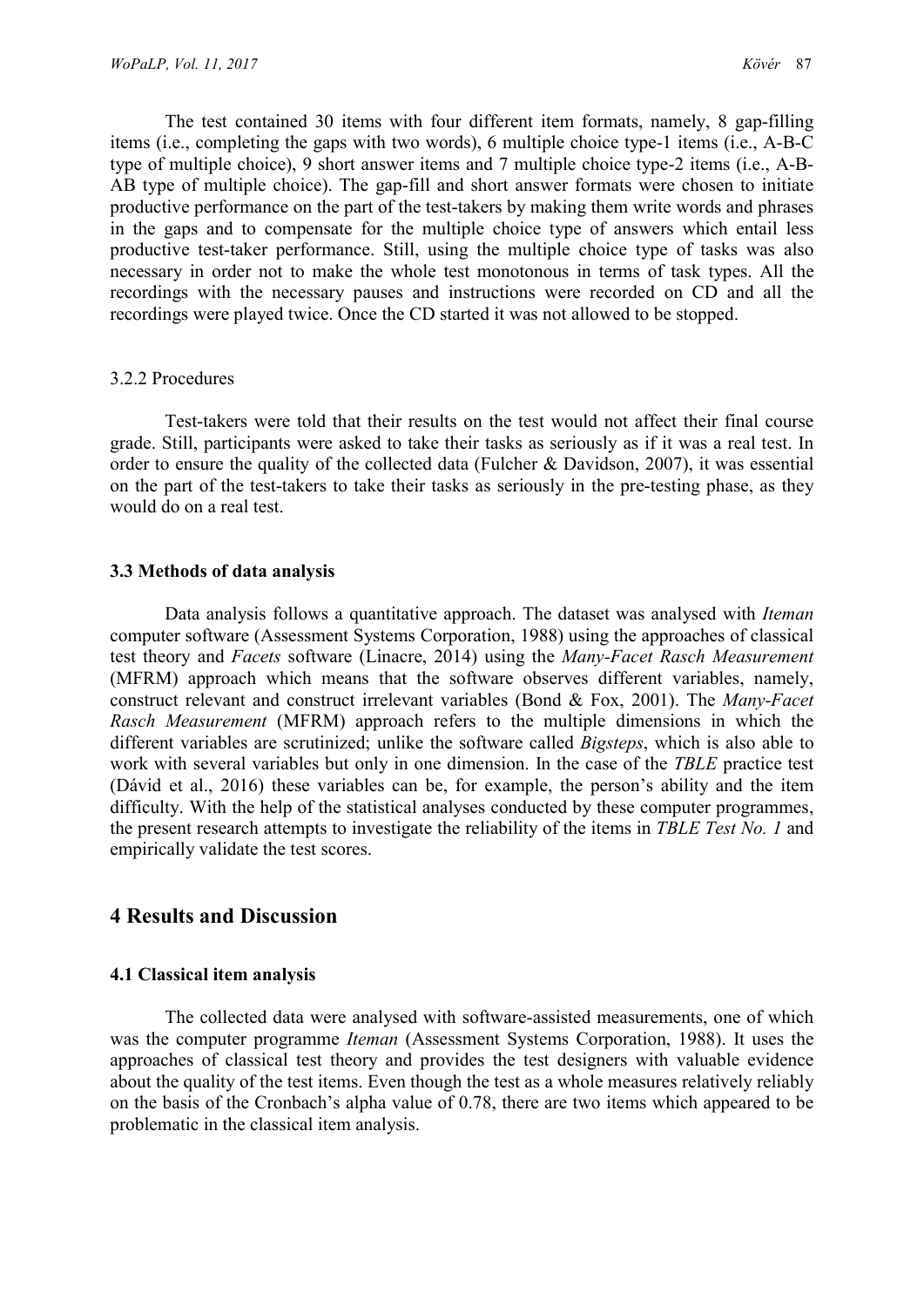The test contained 30 items with four different item formats, namely, 8 gap-filling items (i.e., completing the gaps with two words), 6 multiple choice type-1 items (i.e., A-B-C type of multiple choice), 9 short answer items and 7 multiple choice type-2 items (i.e., A-B-AB type of multiple choice). The gap-fill and short answer formats were chosen to initiate productive performance on the part of the test-takers by making them write words and phrases in the gaps and to compensate for the multiple choice type of answers which entail less productive test-taker performance. Still, using the multiple choice type of tasks was also necessary in order not to make the whole test monotonous in terms of task types. All the recordings with the necessary pauses and instructions were recorded on CD and all the recordings were played twice. Once the CD started it was not allowed to be stopped.

#### 3.2.2 Procedures

Test-takers were told that their results on the test would not affect their final course grade. Still, participants were asked to take their tasks as seriously as if it was a real test. In order to ensure the quality of the collected data (Fulcher & Davidson, 2007), it was essential on the part of the test-takers to take their tasks as seriously in the pre-testing phase, as they would do on a real test.

### 3.3 Methods of data analysis

Data analysis follows a quantitative approach. The dataset was analysed with *Iteman* computer software (Assessment Systems Corporation, 1988) using the approaches of classical test theory and *Facets* software (Linacre, 2014) using the *Many-Facet Rasch Measurement* (MFRM) approach which means that the software observes different variables, namely, construct relevant and construct irrelevant variables (Bond & Fox, 2001). The *Many-Facet Rasch Measurement* (MFRM) approach refers to the multiple dimensions in which the different variables are scrutinized; unlike the software called *Bigsteps*, which is also able to work with several variables but only in one dimension. In the case of the *TBLE* practice test (Dávid et al., 2016) these variables can be, for example, the person's ability and the item difficulty. With the help of the statistical analyses conducted by these computer programmes, the present research attempts to investigate the reliability of the items in *TBLE Test No. 1* and empirically validate the test scores.

## 4 Results and Discussion

### 4.1 Classical item analysis

The collected data were analysed with software-assisted measurements, one of which was the computer programme *Iteman* (Assessment Systems Corporation, 1988). It uses the approaches of classical test theory and provides the test designers with valuable evidence about the quality of the test items. Even though the test as a whole measures relatively reliably on the basis of the Cronbach's alpha value of 0.78, there are two items which appeared to be problematic in the classical item analysis.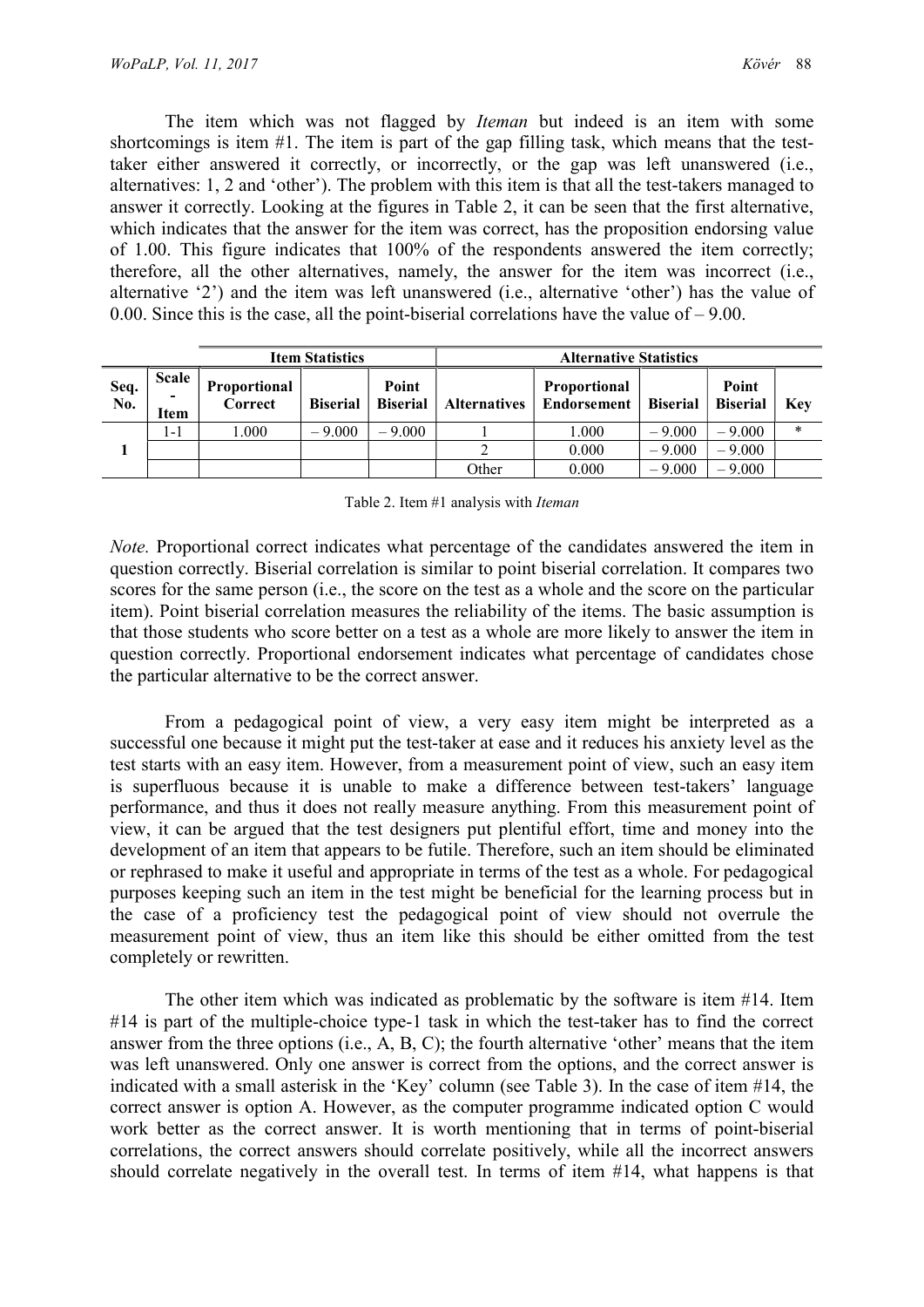The item which was not flagged by *Iteman* but indeed is an item with some shortcomings is item #1. The item is part of the gap filling task, which means that the test-taker either answered it correctly, or incorrectly, or the gap was left unanswered (i.e., alternatives: 1, 2 and 'other'). The problem with this item is that all the test-takers managed to answer it correctly. Looking at the figures in Table 2, it can be seen that the first alternative, which indicates that the answer for the item was correct, has the proposition endorsing value of 1.00. This figure indicates that 100% of the respondents answered the item correctly; therefore, all the other alternatives, namely, the answer for the item was incorrect (i.e., alternative '2') and the item was left unanswered (i.e., alternative 'other') has the value of 0.00. Since this is the case, all the point-biserial correlations have the value of – 9.00.

| | | Item Statistics | | | Alternative Statistics | | | | |
|---|---|---|---|---|---|---|---|---|---|
| Seq. No. | Scale - Item | Proportional Correct | Biserial | Point Biserial | Alternatives | Proportional Endorsement | Biserial | Point Biserial | Key |
| 1 | 1-1 | 1.000 | – 9.000 | – 9.000 | 1 | 1.000 | – 9.000 | – 9.000 | * |
| | | | | | 2 | 0.000 | – 9.000 | – 9.000 | |
| | | | | | Other | 0.000 | – 9.000 | – 9.000 | |

Table 2. Item #1 analysis with *Iteman*

*Note.* Proportional correct indicates what percentage of the candidates answered the item in question correctly. Biserial correlation is similar to point biserial correlation. It compares two scores for the same person (i.e., the score on the test as a whole and the score on the particular item). Point biserial correlation measures the reliability of the items. The basic assumption is that those students who score better on a test as a whole are more likely to answer the item in question correctly. Proportional endorsement indicates what percentage of candidates chose the particular alternative to be the correct answer.

From a pedagogical point of view, a very easy item might be interpreted as a successful one because it might put the test-taker at ease and it reduces his anxiety level as the test starts with an easy item. However, from a measurement point of view, such an easy item is superfluous because it is unable to make a difference between test-takers' language performance, and thus it does not really measure anything. From this measurement point of view, it can be argued that the test designers put plentiful effort, time and money into the development of an item that appears to be futile. Therefore, such an item should be eliminated or rephrased to make it useful and appropriate in terms of the test as a whole. For pedagogical purposes keeping such an item in the test might be beneficial for the learning process but in the case of a proficiency test the pedagogical point of view should not overrule the measurement point of view, thus an item like this should be either omitted from the test completely or rewritten.

The other item which was indicated as problematic by the software is item #14. Item #14 is part of the multiple-choice type-1 task in which the test-taker has to find the correct answer from the three options (i.e., A, B, C); the fourth alternative 'other' means that the item was left unanswered. Only one answer is correct from the options, and the correct answer is indicated with a small asterisk in the 'Key' column (see Table 3). In the case of item #14, the correct answer is option A. However, as the computer programme indicated option C would work better as the correct answer. It is worth mentioning that in terms of point-biserial correlations, the correct answers should correlate positively, while all the incorrect answers should correlate negatively in the overall test. In terms of item #14, what happens is that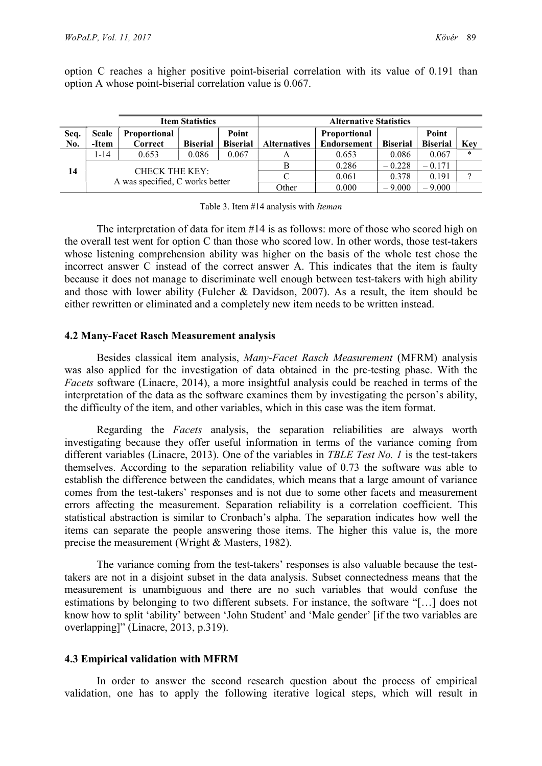option C reaches a higher positive point-biserial correlation with its value of 0.191 than option A whose point-biserial correlation value is 0.067.

| | | Item Statistics | | | Alternative Statistics | | | | |
|---|---|---|---|---|---|---|---|---|---|
| Seq. No. | Scale -Item | Proportional Correct | Biserial | Point Biserial | Alternatives | Proportional Endorsement | Biserial | Point Biserial | Key |
| 14 | 1-14 | 0.653 | 0.086 | 0.067 | A | 0.653 | 0.086 | 0.067 | * |
| | CHECK THE KEY: A was specified, C works better | | | | B | 0.286 | – 0.228 | – 0.171 | |
| | | | | | C | 0.061 | 0.378 | 0.191 | ? |
| | | | | | Other | 0.000 | – 9.000 | – 9.000 | |

Table 3. Item #14 analysis with *Iteman*

The interpretation of data for item #14 is as follows: more of those who scored high on the overall test went for option C than those who scored low. In other words, those test-takers whose listening comprehension ability was higher on the basis of the whole test chose the incorrect answer C instead of the correct answer A. This indicates that the item is faulty because it does not manage to discriminate well enough between test-takers with high ability and those with lower ability (Fulcher & Davidson, 2007). As a result, the item should be either rewritten or eliminated and a completely new item needs to be written instead.

### 4.2 Many-Facet Rasch Measurement analysis

Besides classical item analysis, *Many-Facet Rasch Measurement* (MFRM) analysis was also applied for the investigation of data obtained in the pre-testing phase. With the *Facets* software (Linacre, 2014), a more insightful analysis could be reached in terms of the interpretation of the data as the software examines them by investigating the person's ability, the difficulty of the item, and other variables, which in this case was the item format.

Regarding the *Facets* analysis, the separation reliabilities are always worth investigating because they offer useful information in terms of the variance coming from different variables (Linacre, 2013). One of the variables in *TBLE Test No. 1* is the test-takers themselves. According to the separation reliability value of 0.73 the software was able to establish the difference between the candidates, which means that a large amount of variance comes from the test-takers' responses and is not due to some other facets and measurement errors affecting the measurement. Separation reliability is a correlation coefficient. This statistical abstraction is similar to Cronbach's alpha. The separation indicates how well the items can separate the people answering those items. The higher this value is, the more precise the measurement (Wright & Masters, 1982).

The variance coming from the test-takers' responses is also valuable because the test-takers are not in a disjoint subset in the data analysis. Subset connectedness means that the measurement is unambiguous and there are no such variables that would confuse the estimations by belonging to two different subsets. For instance, the software "[…] does not know how to split 'ability' between 'John Student' and 'Male gender' [if the two variables are overlapping]" (Linacre, 2013, p.319).

### 4.3 Empirical validation with MFRM

In order to answer the second research question about the process of empirical validation, one has to apply the following iterative logical steps, which will result in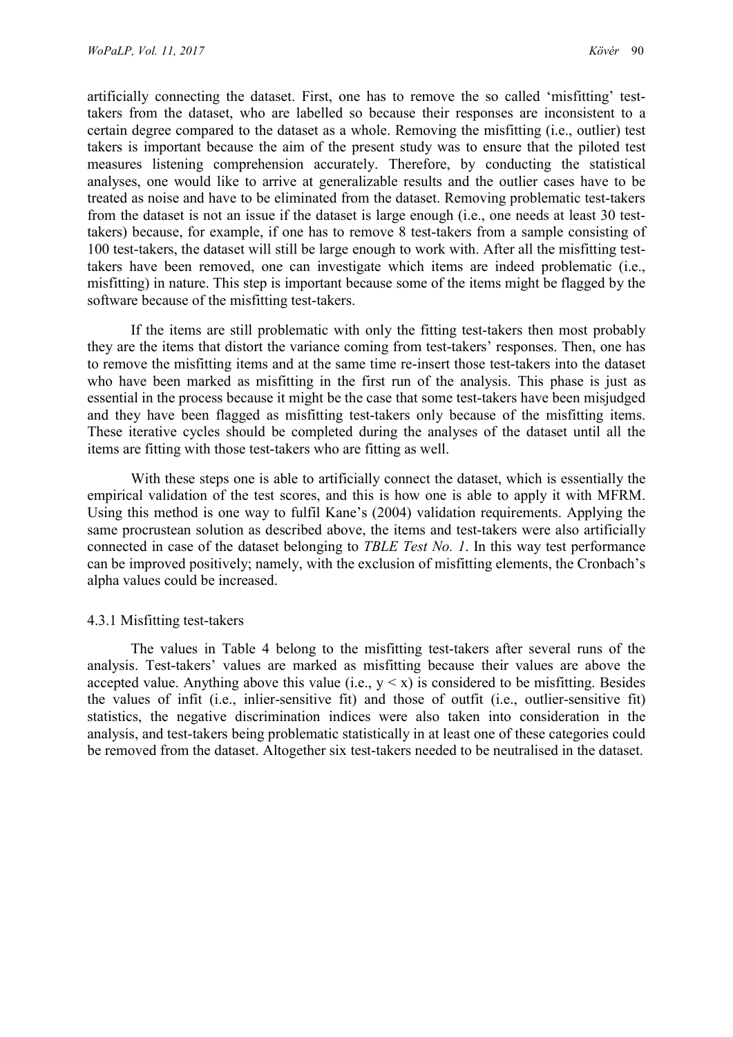artificially connecting the dataset. First, one has to remove the so called 'misfitting' test-takers from the dataset, who are labelled so because their responses are inconsistent to a certain degree compared to the dataset as a whole. Removing the misfitting (i.e., outlier) test takers is important because the aim of the present study was to ensure that the piloted test measures listening comprehension accurately. Therefore, by conducting the statistical analyses, one would like to arrive at generalizable results and the outlier cases have to be treated as noise and have to be eliminated from the dataset. Removing problematic test-takers from the dataset is not an issue if the dataset is large enough (i.e., one needs at least 30 test-takers) because, for example, if one has to remove 8 test-takers from a sample consisting of 100 test-takers, the dataset will still be large enough to work with. After all the misfitting test-takers have been removed, one can investigate which items are indeed problematic (i.e., misfitting) in nature. This step is important because some of the items might be flagged by the software because of the misfitting test-takers.

If the items are still problematic with only the fitting test-takers then most probably they are the items that distort the variance coming from test-takers' responses. Then, one has to remove the misfitting items and at the same time re-insert those test-takers into the dataset who have been marked as misfitting in the first run of the analysis. This phase is just as essential in the process because it might be the case that some test-takers have been misjudged and they have been flagged as misfitting test-takers only because of the misfitting items. These iterative cycles should be completed during the analyses of the dataset until all the items are fitting with those test-takers who are fitting as well.

With these steps one is able to artificially connect the dataset, which is essentially the empirical validation of the test scores, and this is how one is able to apply it with MFRM. Using this method is one way to fulfil Kane's (2004) validation requirements. Applying the same procrustean solution as described above, the items and test-takers were also artificially connected in case of the dataset belonging to *TBLE Test No. 1*. In this way test performance can be improved positively; namely, with the exclusion of misfitting elements, the Cronbach's alpha values could be increased.

### 4.3.1 Misfitting test-takers

The values in Table 4 belong to the misfitting test-takers after several runs of the analysis. Test-takers' values are marked as misfitting because their values are above the accepted value. Anything above this value (i.e., $y < x$) is considered to be misfitting. Besides the values of infit (i.e., inlier-sensitive fit) and those of outfit (i.e., outlier-sensitive fit) statistics, the negative discrimination indices were also taken into consideration in the analysis, and test-takers being problematic statistically in at least one of these categories could be removed from the dataset. Altogether six test-takers needed to be neutralised in the dataset.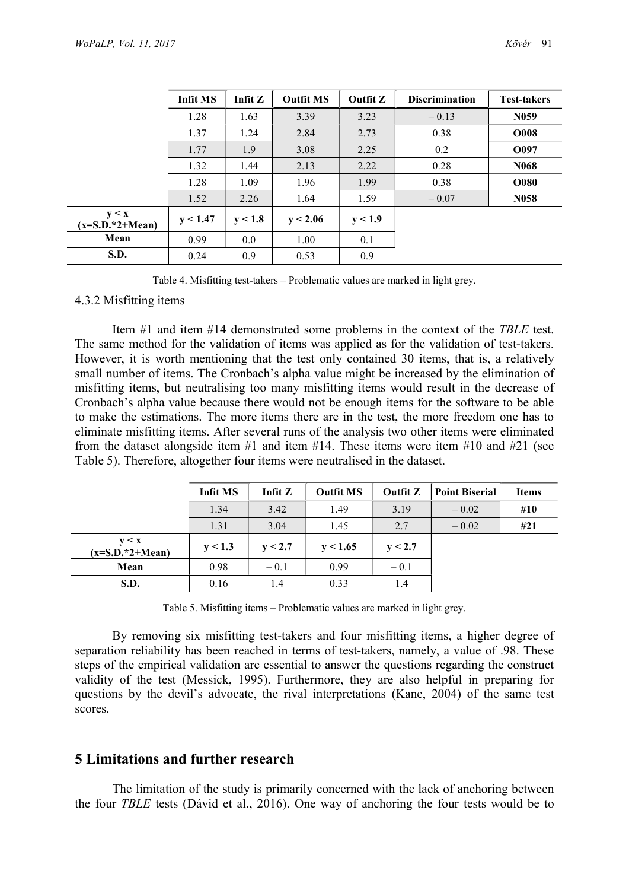| | Infit MS | Infit Z | Outfit MS | Outfit Z | Discrimination | Test-takers |
|---|---|---|---|---|---|---|
| | 1.28 | 1.63 | 3.39 | 3.23 | – 0.13 | **N059** |
| | 1.37 | 1.24 | 2.84 | 2.73 | 0.38 | **O008** |
| | 1.77 | 1.9 | 3.08 | 2.25 | 0.2 | **O097** |
| | 1.32 | 1.44 | 2.13 | 2.22 | 0.28 | **N068** |
| | 1.28 | 1.09 | 1.96 | 1.99 | 0.38 | **O080** |
| | 1.52 | 2.26 | 1.64 | 1.59 | – 0.07 | **N058** |
| **y < x (x=S.D.*2+Mean)** | **y < 1.47** | **y < 1.8** | **y < 2.06** | **y < 1.9** | | |
| **Mean** | 0.99 | 0.0 | 1.00 | 0.1 | | |
| **S.D.** | 0.24 | 0.9 | 0.53 | 0.9 | | |

Table 4. Misfitting test-takers – Problematic values are marked in light grey.

### 4.3.2 Misfitting items

Item #1 and item #14 demonstrated some problems in the context of the *TBLE* test. The same method for the validation of items was applied as for the validation of test-takers. However, it is worth mentioning that the test only contained 30 items, that is, a relatively small number of items. The Cronbach's alpha value might be increased by the elimination of misfitting items, but neutralising too many misfitting items would result in the decrease of Cronbach's alpha value because there would not be enough items for the software to be able to make the estimations. The more items there are in the test, the more freedom one has to eliminate misfitting items. After several runs of the analysis two other items were eliminated from the dataset alongside item #1 and item #14. These items were item #10 and #21 (see Table 5). Therefore, altogether four items were neutralised in the dataset.

| | Infit MS | Infit Z | Outfit MS | Outfit Z | Point Biserial | Items |
|---|---|---|---|---|---|---|
| | 1.34 | 3.42 | 1.49 | 3.19 | – 0.02 | **#10** |
| | 1.31 | 3.04 | 1.45 | 2.7 | – 0.02 | **#21** |
| **y < x (x=S.D.*2+Mean)** | **y < 1.3** | **y < 2.7** | **y < 1.65** | **y < 2.7** | | |
| **Mean** | 0.98 | – 0.1 | 0.99 | – 0.1 | | |
| **S.D.** | 0.16 | 1.4 | 0.33 | 1.4 | | |

Table 5. Misfitting items – Problematic values are marked in light grey.

By removing six misfitting test-takers and four misfitting items, a higher degree of separation reliability has been reached in terms of test-takers, namely, a value of .98. These steps of the empirical validation are essential to answer the questions regarding the construct validity of the test (Messick, 1995). Furthermore, they are also helpful in preparing for questions by the devil's advocate, the rival interpretations (Kane, 2004) of the same test scores.

## 5 Limitations and further research

The limitation of the study is primarily concerned with the lack of anchoring between the four *TBLE* tests (Dávid et al., 2016). One way of anchoring the four tests would be to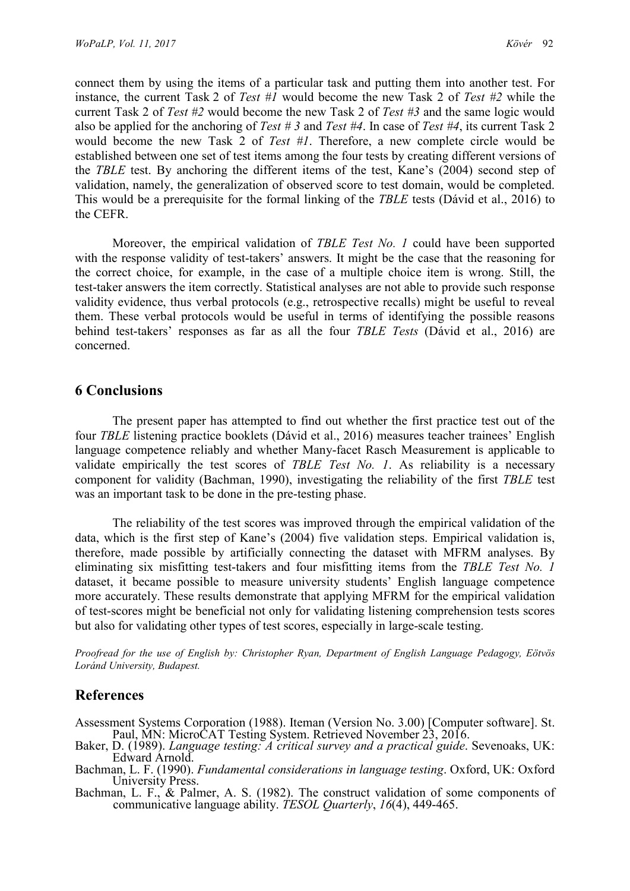connect them by using the items of a particular task and putting them into another test. For instance, the current Task 2 of *Test #1* would become the new Task 2 of *Test #2* while the current Task 2 of *Test #2* would become the new Task 2 of *Test #3* and the same logic would also be applied for the anchoring of *Test # 3* and *Test #4*. In case of *Test #4*, its current Task 2 would become the new Task 2 of *Test #1*. Therefore, a new complete circle would be established between one set of test items among the four tests by creating different versions of the *TBLE* test. By anchoring the different items of the test, Kane's (2004) second step of validation, namely, the generalization of observed score to test domain, would be completed. This would be a prerequisite for the formal linking of the *TBLE* tests (Dávid et al., 2016) to the CEFR.

Moreover, the empirical validation of *TBLE Test No. 1* could have been supported with the response validity of test-takers' answers. It might be the case that the reasoning for the correct choice, for example, in the case of a multiple choice item is wrong. Still, the test-taker answers the item correctly. Statistical analyses are not able to provide such response validity evidence, thus verbal protocols (e.g., retrospective recalls) might be useful to reveal them. These verbal protocols would be useful in terms of identifying the possible reasons behind test-takers' responses as far as all the four *TBLE Tests* (Dávid et al., 2016) are concerned.

## 6 Conclusions

The present paper has attempted to find out whether the first practice test out of the four *TBLE* listening practice booklets (Dávid et al., 2016) measures teacher trainees' English language competence reliably and whether Many-facet Rasch Measurement is applicable to validate empirically the test scores of *TBLE Test No. 1*. As reliability is a necessary component for validity (Bachman, 1990), investigating the reliability of the first *TBLE* test was an important task to be done in the pre-testing phase.

The reliability of the test scores was improved through the empirical validation of the data, which is the first step of Kane's (2004) five validation steps. Empirical validation is, therefore, made possible by artificially connecting the dataset with MFRM analyses. By eliminating six misfitting test-takers and four misfitting items from the *TBLE Test No. 1* dataset, it became possible to measure university students' English language competence more accurately. These results demonstrate that applying MFRM for the empirical validation of test-scores might be beneficial not only for validating listening comprehension tests scores but also for validating other types of test scores, especially in large-scale testing.

*Proofread for the use of English by: Christopher Ryan, Department of English Language Pedagogy, Eötvös Loránd University, Budapest.*

## References

Assessment Systems Corporation (1988). Iteman (Version No. 3.00) [Computer software]. St. Paul, MN: MicroCAT Testing System. Retrieved November 23, 2016.

Baker, D. (1989). *Language testing: A critical survey and a practical guide*. Sevenoaks, UK: Edward Arnold.

Bachman, L. F. (1990). *Fundamental considerations in language testing*. Oxford, UK: Oxford University Press.

Bachman, L. F., & Palmer, A. S. (1982). The construct validation of some components of communicative language ability. *TESOL Quarterly*, *16*(4), 449-465.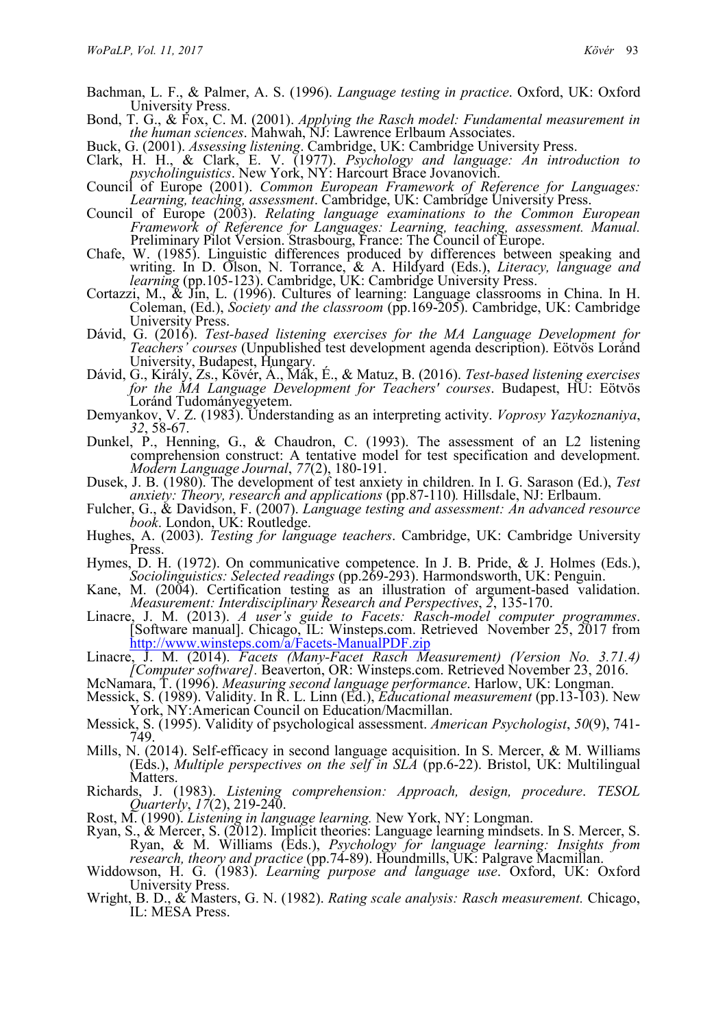Bachman, L. F., & Palmer, A. S. (1996). *Language testing in practice*. Oxford, UK: Oxford University Press.

Bond, T. G., & Fox, C. M. (2001). *Applying the Rasch model: Fundamental measurement in the human sciences*. Mahwah, NJ: Lawrence Erlbaum Associates.

Buck, G. (2001). *Assessing listening*. Cambridge, UK: Cambridge University Press.

Clark, H. H., & Clark, E. V. (1977). *Psychology and language: An introduction to psycholinguistics*. New York, NY: Harcourt Brace Jovanovich.

Council of Europe (2001). *Common European Framework of Reference for Languages: Learning, teaching, assessment*. Cambridge, UK: Cambridge University Press.

Council of Europe (2003). *Relating language examinations to the Common European Framework of Reference for Languages: Learning, teaching, assessment. Manual.* Preliminary Pilot Version. Strasbourg, France: The Council of Europe.

Chafe, W. (1985). Linguistic differences produced by differences between speaking and writing. In D. Olson, N. Torrance, & A. Hildyard (Eds.), *Literacy, language and learning* (pp.105-123). Cambridge, UK: Cambridge University Press.

Cortazzi, M., & Jin, L. (1996). Cultures of learning: Language classrooms in China. In H. Coleman, (Ed.), *Society and the classroom* (pp.169-205). Cambridge, UK: Cambridge University Press.

Dávid, G. (2016). *Test-based listening exercises for the MA Language Development for Teachers' courses* (Unpublished test development agenda description). Eötvös Loránd University, Budapest, Hungary.

Dávid, G., Király, Zs., Kövér, Á., Mák, É., & Matuz, B. (2016). *Test-based listening exercises for the MA Language Development for Teachers' courses*. Budapest, HU: Eötvös Loránd Tudományegyetem.

Demyankov, V. Z. (1983). Understanding as an interpreting activity. *Voprosy Yazykoznaniya*, *32*, 58-67.

Dunkel, P., Henning, G., & Chaudron, C. (1993). The assessment of an L2 listening comprehension construct: A tentative model for test specification and development. *Modern Language Journal*, *77*(2), 180-191.

Dusek, J. B. (1980). The development of test anxiety in children. In I. G. Sarason (Ed.), *Test anxiety: Theory, research and applications* (pp.87-110)*.* Hillsdale, NJ: Erlbaum.

Fulcher, G., & Davidson, F. (2007). *Language testing and assessment: An advanced resource book*. London, UK: Routledge.

Hughes, A. (2003). *Testing for language teachers*. Cambridge, UK: Cambridge University Press.

Hymes, D. H. (1972). On communicative competence. In J. B. Pride, & J. Holmes (Eds.), *Sociolinguistics: Selected readings* (pp.269-293). Harmondsworth, UK: Penguin.

Kane, M. (2004). Certification testing as an illustration of argument-based validation. *Measurement: Interdisciplinary Research and Perspectives*, *2*, 135-170.

Linacre, J. M. (2013). *A user's guide to Facets: Rasch-model computer programmes*. [Software manual]. Chicago, IL: Winsteps.com. Retrieved November 25, 2017 from http://www.winsteps.com/a/Facets-ManualPDF.zip

Linacre, J. M. (2014). *Facets (Many-Facet Rasch Measurement) (Version No. 3.71.4) [Computer software]*. Beaverton, OR: Winsteps.com. Retrieved November 23, 2016.

McNamara, T. (1996). *Measuring second language performance*. Harlow, UK: Longman.

Messick, S. (1989). Validity. In R. L. Linn (Ed.), *Educational measurement* (pp.13-103). New York, NY:American Council on Education/Macmillan.

Messick, S. (1995). Validity of psychological assessment. *American Psychologist*, *50*(9), 741-749.

Mills, N. (2014). Self-efficacy in second language acquisition. In S. Mercer, & M. Williams (Eds.), *Multiple perspectives on the self in SLA* (pp.6-22). Bristol, UK: Multilingual Matters.

Richards, J. (1983). *Listening comprehension: Approach, design, procedure*. *TESOL Quarterly*, *17*(2), 219-240.

Rost, M. (1990). *Listening in language learning.* New York, NY: Longman.

Ryan, S., & Mercer, S. (2012). Implicit theories: Language learning mindsets. In S. Mercer, S. Ryan, & M. Williams (Eds.), *Psychology for language learning: Insights from research, theory and practice* (pp.74-89). Houndmills, UK: Palgrave Macmillan.

Widdowson, H. G. (1983). *Learning purpose and language use*. Oxford, UK: Oxford University Press.

Wright, B. D., & Masters, G. N. (1982). *Rating scale analysis: Rasch measurement.* Chicago, IL: MESA Press.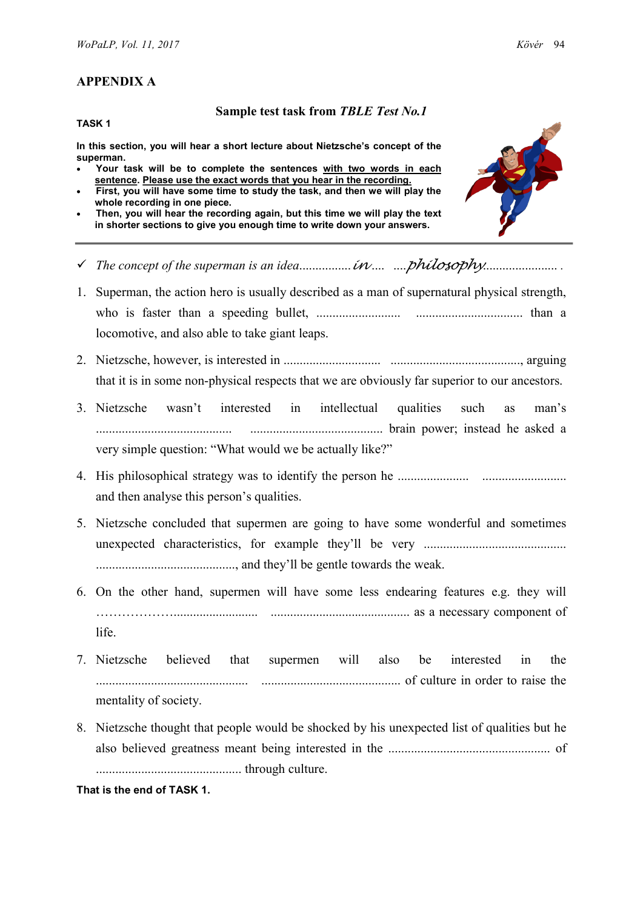## APPENDIX A

### Sample test task from *TBLE Test No.1*

**TASK 1**

**In this section, you will hear a short lecture about Nietzsche's concept of the superman.**

- **Your task will be to complete the sentences <u>with two words in each sentence</u>. <u>Please use the exact words that you hear in the recording.</u>**
- **First, you will have some time to study the task, and then we will play the whole recording in one piece.**
- **Then, you will hear the recording again, but this time we will play the text in shorter sections to give you enough time to write down your answers.**

---

✓ *The concept of the superman is an idea................ in.... ....philosophy...................... .*

1. Superman, the action hero is usually described as a man of supernatural physical strength, who is faster than a speeding bullet, .......................... ................................ than a locomotive, and also able to take giant leaps.

2. Nietzsche, however, is interested in ............................. ........................................, arguing that it is in some non-physical respects that we are obviously far superior to our ancestors.

3. Nietzsche wasn't interested in intellectual qualities such as man's .......................................... ......................................... brain power; instead he asked a very simple question: "What would we be actually like?"

4. His philosophical strategy was to identify the person he ..................... .......................... and then analyse this person's qualities.

5. Nietzsche concluded that supermen are going to have some wonderful and sometimes unexpected characteristics, for example they'll be very ........................................... ..........................................., and they'll be gentle towards the weak.

6. On the other hand, supermen will have some less endearing features e.g. they will ………………......................... ........................................... as a necessary component of life.

7. Nietzsche believed that supermen will also be interested in the .............................................. ........................................... of culture in order to raise the mentality of society.

8. Nietzsche thought that people would be shocked by his unexpected list of qualities but he also believed greatness meant being interested in the ................................................. of ............................................ through culture.

**That is the end of TASK 1.**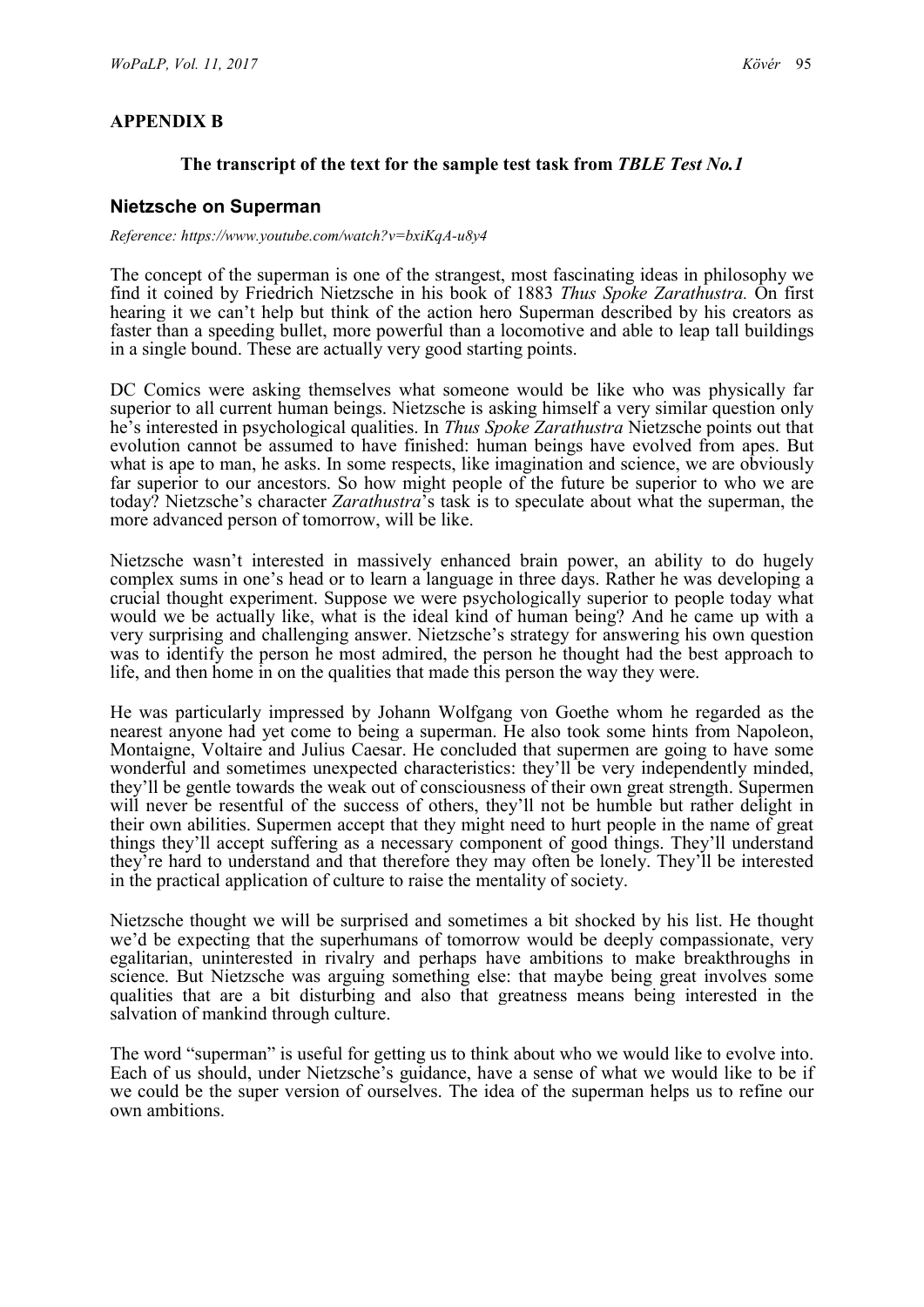## APPENDIX B

### The transcript of the text for the sample test task from *TBLE Test No.1*

### Nietzsche on Superman

*Reference: https://www.youtube.com/watch?v=bxiKqA-u8y4*

The concept of the superman is one of the strangest, most fascinating ideas in philosophy we find it coined by Friedrich Nietzsche in his book of 1883 *Thus Spoke Zarathustra.* On first hearing it we can't help but think of the action hero Superman described by his creators as faster than a speeding bullet, more powerful than a locomotive and able to leap tall buildings in a single bound. These are actually very good starting points.

DC Comics were asking themselves what someone would be like who was physically far superior to all current human beings. Nietzsche is asking himself a very similar question only he's interested in psychological qualities. In *Thus Spoke Zarathustra* Nietzsche points out that evolution cannot be assumed to have finished: human beings have evolved from apes. But what is ape to man, he asks. In some respects, like imagination and science, we are obviously far superior to our ancestors. So how might people of the future be superior to who we are today? Nietzsche's character *Zarathustra*'s task is to speculate about what the superman, the more advanced person of tomorrow, will be like.

Nietzsche wasn't interested in massively enhanced brain power, an ability to do hugely complex sums in one's head or to learn a language in three days. Rather he was developing a crucial thought experiment. Suppose we were psychologically superior to people today what would we be actually like, what is the ideal kind of human being? And he came up with a very surprising and challenging answer. Nietzsche's strategy for answering his own question was to identify the person he most admired, the person he thought had the best approach to life, and then home in on the qualities that made this person the way they were.

He was particularly impressed by Johann Wolfgang von Goethe whom he regarded as the nearest anyone had yet come to being a superman. He also took some hints from Napoleon, Montaigne, Voltaire and Julius Caesar. He concluded that supermen are going to have some wonderful and sometimes unexpected characteristics: they'll be very independently minded, they'll be gentle towards the weak out of consciousness of their own great strength. Supermen will never be resentful of the success of others, they'll not be humble but rather delight in their own abilities. Supermen accept that they might need to hurt people in the name of great things they'll accept suffering as a necessary component of good things. They'll understand they're hard to understand and that therefore they may often be lonely. They'll be interested in the practical application of culture to raise the mentality of society.

Nietzsche thought we will be surprised and sometimes a bit shocked by his list. He thought we'd be expecting that the superhumans of tomorrow would be deeply compassionate, very egalitarian, uninterested in rivalry and perhaps have ambitions to make breakthroughs in science. But Nietzsche was arguing something else: that maybe being great involves some qualities that are a bit disturbing and also that greatness means being interested in the salvation of mankind through culture.

The word "superman" is useful for getting us to think about who we would like to evolve into. Each of us should, under Nietzsche's guidance, have a sense of what we would like to be if we could be the super version of ourselves. The idea of the superman helps us to refine our own ambitions.